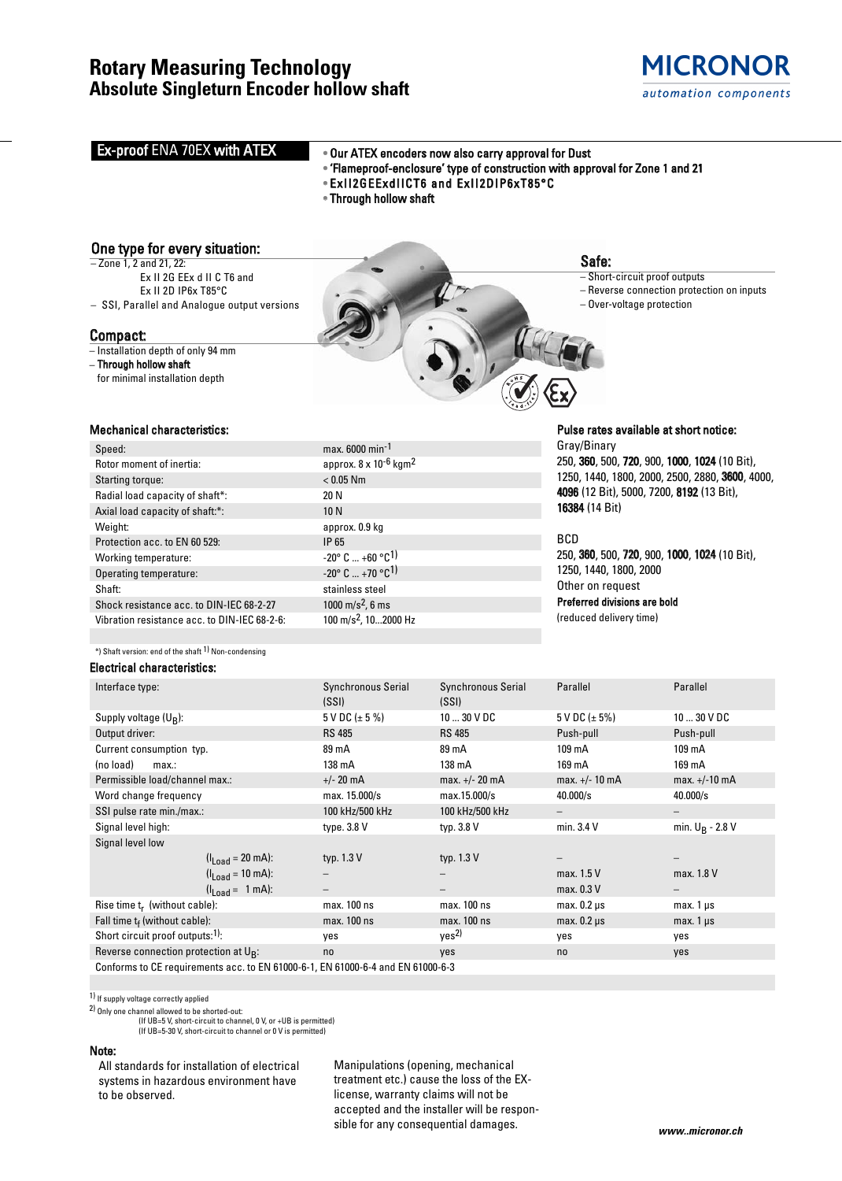# Rotary Measuring Technology
## Absolute Singleturn Encoder hollow shaft

MICRONOR
automation components

## Ex-proof ENA 70EX with ATEX

- Our ATEX encoders now also carry approval for Dust
- 'Flameproof-enclosure' type of construction with approval for Zone 1 and 21
- ExII2GEExdIICT6 and ExII2DIP6xT85°C
- Through hollow shaft

### One type for every situation:

– Zone 1, 2 and 21, 22:
Ex II 2G EEx d II C T6 and
Ex II 2D IP6x T85°C
– SSI, Parallel and Analogue output versions

### Compact:

– Installation depth of only 94 mm
– **Through hollow shaft** for minimal installation depth

### Safe:

– Short-circuit proof outputs
– Reverse connection protection on inputs
– Over-voltage protection

### Mechanical characteristics:

| | |
|---|---|
| Speed: | max. 6000 $min^{-1}$ |
| Rotor moment of inertia: | approx. 8 x $10^{-6}$ $kgm^2$ |
| Starting torque: | < 0.05 Nm |
| Radial load capacity of shaft*: | 20 N |
| Axial load capacity of shaft*: | 10 N |
| Weight: | approx. 0.9 kg |
| Protection acc. to EN 60 529: | IP 65 |
| Working temperature: | -20° C ... +60 °C[1] |
| Operating temperature: | -20° C ... +70 °C[1] |
| Shaft: | stainless steel |
| Shock resistance acc. to DIN-IEC 68-2-27 | 1000 $m/s^2$, 6 ms |
| Vibration resistance acc. to DIN-IEC 68-2-6: | 100 $m/s^2$, 10...2000 Hz |

*) Shaft version: end of the shaft [1] Non-condensing

### Pulse rates available at short notice:

Gray/Binary
250, **360**, 500, **720**, 900, **1000**, **1024** (10 Bit), 1250, 1440, 1800, 2000, 2500, 2880, **3600**, 4000, **4096** (12 Bit), 5000, 7200, **8192** (13 Bit), **16384** (14 Bit)

BCD
250, **360**, 500, **720**, 900, **1000**, **1024** (10 Bit), 1250, 1440, 1800, 2000
Other on request
**Preferred divisions are bold**
(reduced delivery time)

### Electrical characteristics:

| Interface type: | Synchronous Serial (SSI) | Synchronous Serial (SSI) | Parallel | Parallel |
|---|---|---|---|---|
| Supply voltage ($U_B$): | 5 V DC (± 5 %) | 10 ... 30 V DC | 5 V DC (± 5%) | 10 ... 30 V DC |
| Output driver: | RS 485 | RS 485 | Push-pull | Push-pull |
| Current consumption typ. | 89 mA | 89 mA | 109 mA | 109 mA |
| (no load) max.: | 138 mA | 138 mA | 169 mA | 169 mA |
| Permissible load/channel max.: | +/- 20 mA | max. +/- 20 mA | max. +/- 10 mA | max. +/-10 mA |
| Word change frequency | max. 15.000/s | max.15.000/s | 40.000/s | 40.000/s |
| SSI pulse rate min./max.: | 100 kHz/500 kHz | 100 kHz/500 kHz | – | – |
| Signal level high: | type. 3.8 V | typ. 3.8 V | min. 3.4 V | min. $U_B$ - 2.8 V |
| Signal level low | | | | |
| ($I_{Load}$ = 20 mA): | typ. 1.3 V | typ. 1.3 V | – | – |
| ($I_{Load}$ = 10 mA): | – | – | max. 1.5 V | max. 1.8 V |
| ($I_{Load}$ = 1 mA): | – | – | max. 0.3 V | – |
| Rise time $t_r$ (without cable): | max. 100 ns | max. 100 ns | max. 0.2 µs | max. 1 µs |
| Fall time $t_f$ (without cable): | max. 100 ns | max. 100 ns | max. 0.2 µs | max. 1 µs |
| Short circuit proof outputs:[1]: | yes | yes[2] | yes | yes |
| Reverse connection protection at $U_B$: | no | yes | no | yes |
| Conforms to CE requirements acc. to EN 61000-6-1, EN 61000-6-4 and EN 61000-6-3 | | | | |

[1] If supply voltage correctly applied
[2] Only one channel allowed to be shorted-out:
(If UB=5 V, short-circuit to channel, 0 V, or +UB is permitted)
(If UB=5-30 V, short-circuit to channel or 0 V is permitted)

### Note:

All standards for installation of electrical systems in hazardous environment have to be observed.

Manipulations (opening, mechanical treatment etc.) cause the loss of the EX-license, warranty claims will not be accepted and the installer will be responsible for any consequential damages.

www..micronor.ch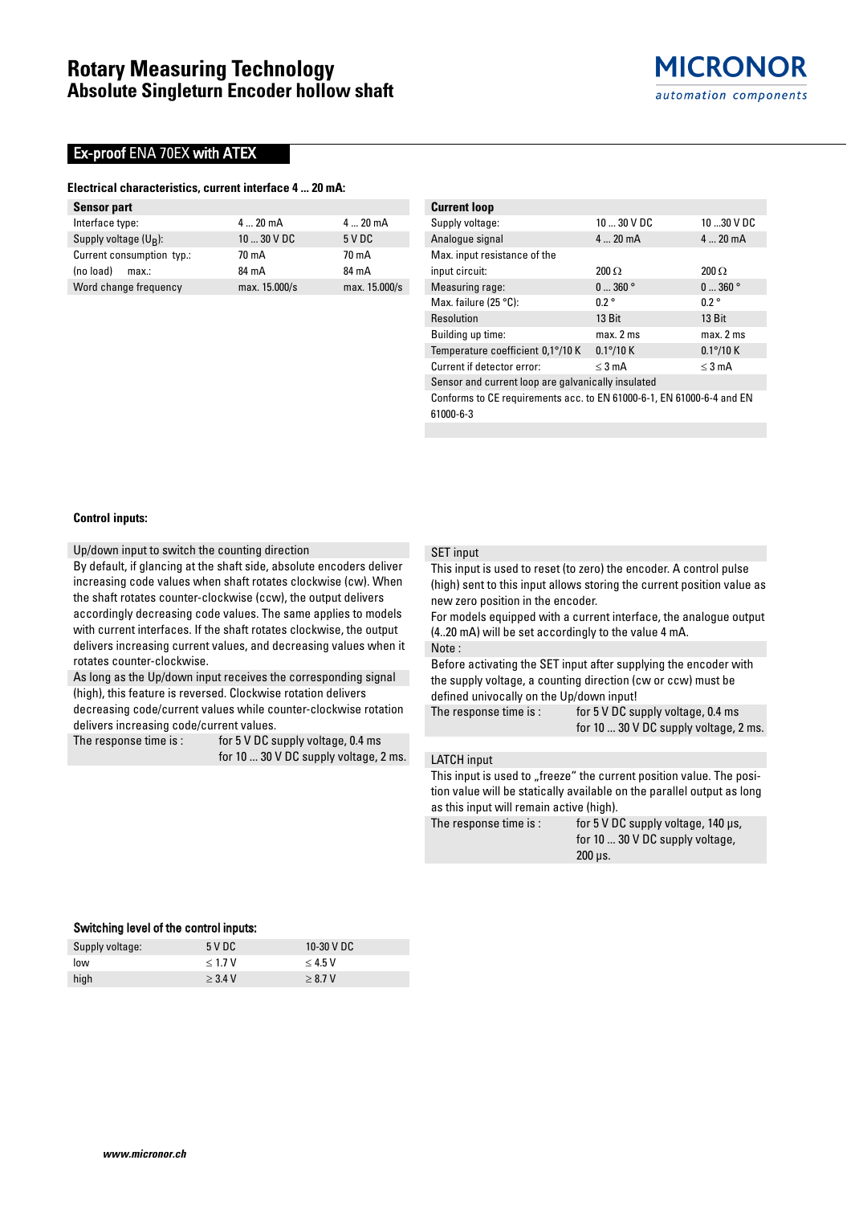# Rotary Measuring Technology
## Absolute Singleturn Encoder hollow shaft

MICRONOR
automation components

## Ex-proof ENA 70EX with ATEX

### Electrical characteristics, current interface 4 ... 20 mA:

| Sensor part | | |
|---|---|---|
| Interface type: | 4 ... 20 mA | 4 ... 20 mA |
| Supply voltage ($U_B$): | 10 ... 30 V DC | 5 V DC |
| Current consumption typ.: | 70 mA | 70 mA |
| (no load) max.: | 84 mA | 84 mA |
| Word change frequency | max. 15.000/s | max. 15.000/s |

| Current loop | | |
|---|---|---|
| Supply voltage: | 10 ... 30 V DC | 10 ...30 V DC |
| Analogue signal | 4 ... 20 mA | 4 ... 20 mA |
| Max. input resistance of the input circuit: | 200 Ω | 200 Ω |
| Measuring rage: | 0 ... 360 ° | 0 ... 360 ° |
| Max. failure (25 °C): | 0.2 ° | 0.2 ° |
| Resolution | 13 Bit | 13 Bit |
| Building up time: | max. 2 ms | max. 2 ms |
| Temperature coefficient 0,1°/10 K | 0.1°/10 K | 0.1°/10 K |
| Current if detector error: | ≤ 3 mA | ≤ 3 mA |
| Sensor and current loop are galvanically insulated | | |
| Conforms to CE requirements acc. to EN 61000-6-1, EN 61000-6-4 and EN 61000-6-3 | | |

### Control inputs:

**Up/down input to switch the counting direction**

By default, if glancing at the shaft side, absolute encoders deliver increasing code values when shaft rotates clockwise (cw). When the shaft rotates counter-clockwise (ccw), the output delivers accordingly decreasing code values. The same applies to models with current interfaces. If the shaft rotates clockwise, the output delivers increasing current values, and decreasing values when it rotates counter-clockwise.

As long as the Up/down input receives the corresponding signal (high), this feature is reversed. Clockwise rotation delivers decreasing code/current values while counter-clockwise rotation delivers increasing code/current values.

The response time is : for 5 V DC supply voltage, 0.4 ms
for 10 ... 30 V DC supply voltage, 2 ms.

**SET input**

This input is used to reset (to zero) the encoder. A control pulse (high) sent to this input allows storing the current position value as new zero position in the encoder.

For models equipped with a current interface, the analogue output (4..20 mA) will be set accordingly to the value 4 mA.

Note :

Before activating the SET input after supplying the encoder with the supply voltage, a counting direction (cw or ccw) must be defined univocally on the Up/down input!

The response time is : for 5 V DC supply voltage, 0.4 ms
for 10 ... 30 V DC supply voltage, 2 ms.

**LATCH input**

This input is used to „freeze" the current position value. The position value will be statically available on the parallel output as long as this input will remain active (high).

The response time is : for 5 V DC supply voltage, 140 μs,
for 10 ... 30 V DC supply voltage, 200 μs.

### Switching level of the control inputs:

| Supply voltage: | 5 V DC | 10-30 V DC |
|---|---|---|
| low | ≤ 1.7 V | ≤ 4.5 V |
| high | ≥ 3.4 V | ≥ 8.7 V |

www.micronor.ch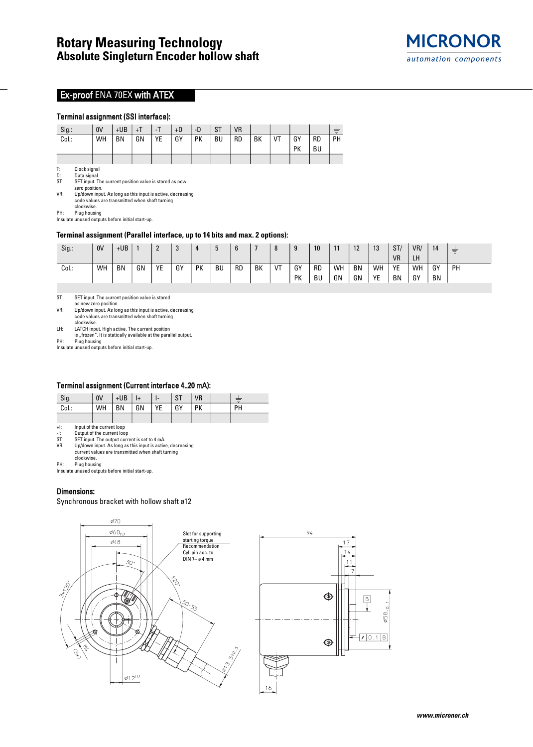## Ex-proof ENA 70EX with ATEX

### Terminal assignment (SSI interface):

| Sig.: | 0V | +UB | +T | -T | +D | -D | ST | VR | | | | | ⏚ |
|---|---|---|---|---|---|---|---|---|---|---|---|---|---|
| Col.: | WH | BN | GN | YE | GY | PK | BU | RD | BK | VT | GY PK | RD BU | PH |
| | | | | | | | | | | | | | |

T: Clock signal
D: Data signal
ST: SET input. The current position value is stored as new zero position.
VR: Up/down input. As long as this input is active, decreasing code values are transmitted when shaft turning clockwise.
PH: Plug housing
Insulate unused outputs before initial start-up.

### Terminal assignment (Parallel interface, up to 14 bits and max. 2 options):

| Sig.: | 0V | +UB | 1 | 2 | 3 | 4 | 5 | 6 | 7 | 8 | 9 | 10 | 11 | 12 | 13 | ST/ VR | VR/ LH | 14 | ⏚ |
|---|---|---|---|---|---|---|---|---|---|---|---|---|---|---|---|---|---|---|---|
| Col.: | WH | BN | GN | YE | GY | PK | BU | RD | BK | VT | GY PK | RD BU | WH GN | BN GN | WH YE | YE BN | WH GY | GY BN | PH |
| | | | | | | | | | | | | | | | | | | | |

ST: SET input. The current position value is stored as new zero position.
VR: Up/down input. As long as this input is active, decreasing code values are transmitted when shaft turning clockwise.
LH: LATCH input. High active. The current position is „frozen". It is statically available at the parallel output.
PH: Plug housing
Insulate unused outputs before initial start-up.

### Terminal assignment (Current interface 4..20 mA):

| Sig. | 0V | +UB | I+ | I- | ST | VR | | ⏚ |
|---|---|---|---|---|---|---|---|---|
| Col.: | WH | BN | GN | YE | GY | PK | | PH |
| | | | | | | | | |

+I: Input of the current loop
-I: Output of the current loop
ST: SET input. The output current is set to 4 mA.
VR: Up/down input. As long as this input is active, decreasing current values are transmitted when shaft turning clockwise.
PH: Plug housing
Insulate unused outputs before initial start-up.

### Dimensions:

Synchronous bracket with hollow shaft ø12

Slot for supporting starting torque
Recommendation
Cyl. pin acc. to DIN 7– ø 4 mm

ø70, ø60h7, ø48, 30°, 120°, 3x120°, M4, (3x), 50–55, ø13.5±0.5, ø12H7, 94, 17, 14, 11, 7, 16, ø58-0.1, B, 0.1 B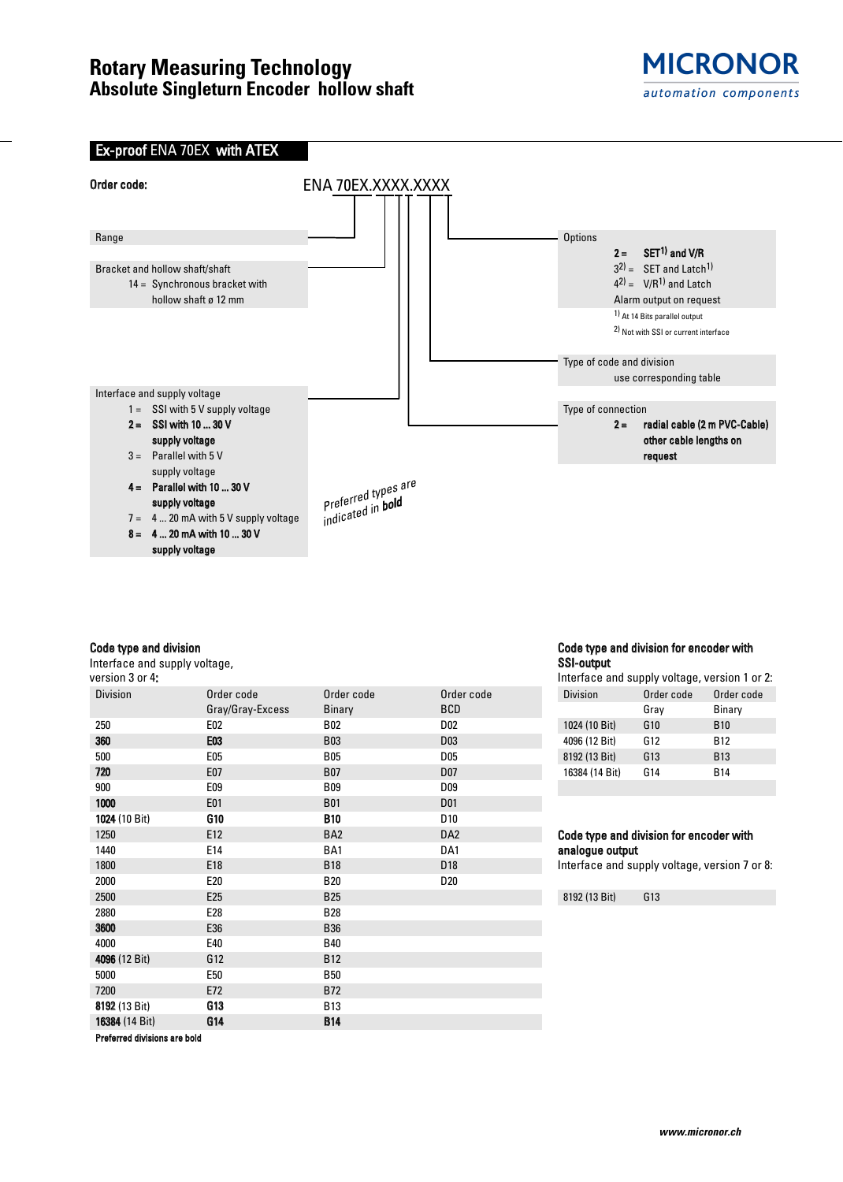# Rotary Measuring Technology
## Absolute Singleturn Encoder hollow shaft

MICRONOR
automation components

### Ex-proof ENA 70EX with ATEX

**Order code:** ENA 70EX.XXXX.XXXX

Range

Bracket and hollow shaft/shaft
- 14 = Synchronous bracket with hollow shaft ø 12 mm

Interface and supply voltage
- 1 = SSI with 5 V supply voltage
- **2 = SSI with 10 ... 30 V supply voltage**
- 3 = Parallel with 5 V supply voltage
- **4 = Parallel with 10 ... 30 V supply voltage**
- 7 = 4 ... 20 mA with 5 V supply voltage
- **8 = 4 ... 20 mA with 10 ... 30 V supply voltage**

Options
- **2 = SET[1] and V/R**
- 3[2] = SET and Latch[1]
- 4[2] = V/R[1] and Latch
- Alarm output on request

[1] At 14 Bits parallel output
[2] Not with SSI or current interface

Type of code and division
- use corresponding table

Type of connection
- **2 = radial cable (2 m PVC-Cable) other cable lengths on request**

*Preferred types are indicated in* **bold**

### Code type and division

Interface and supply voltage, version 3 or 4:

| Division | Order code Gray/Gray-Excess | Order code Binary | Order code BCD |
|---|---|---|---|
| 250 | E02 | B02 | D02 |
| **360** | **E03** | B03 | D03 |
| 500 | E05 | B05 | D05 |
| **720** | E07 | B07 | D07 |
| 900 | E09 | B09 | D09 |
| **1000** | E01 | B01 | D01 |
| **1024** (10 Bit) | **G10** | **B10** | D10 |
| 1250 | E12 | BA2 | DA2 |
| 1440 | E14 | BA1 | DA1 |
| 1800 | E18 | B18 | D18 |
| 2000 | E20 | B20 | D20 |
| 2500 | E25 | B25 | |
| 2880 | E28 | B28 | |
| **3600** | E36 | B36 | |
| 4000 | E40 | B40 | |
| **4096** (12 Bit) | G12 | B12 | |
| 5000 | E50 | B50 | |
| 7200 | E72 | B72 | |
| **8192** (13 Bit) | **G13** | B13 | |
| **16384** (14 Bit) | **G14** | **B14** | |

**Preferred divisions are bold**

### Code type and division for encoder with SSI-output

Interface and supply voltage, version 1 or 2:

| Division | Order code Gray | Order code Binary |
|---|---|---|
| 1024 (10 Bit) | G10 | B10 |
| 4096 (12 Bit) | G12 | B12 |
| 8192 (13 Bit) | G13 | B13 |
| 16384 (14 Bit) | G14 | B14 |

### Code type and division for encoder with analogue output

Interface and supply voltage, version 7 or 8:

| | |
|---|---|
| 8192 (13 Bit) | G13 |

www.micronor.ch